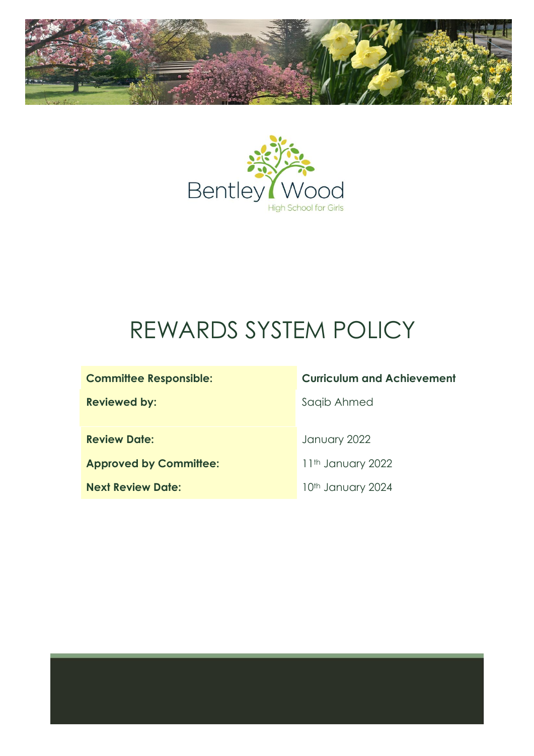Bentley Wood

High School for Girls

# REWARDS SYSTEM POLICY

| | |
|---|---|
| **Committee Responsible:** | **Curriculum and Achievement** |
| **Reviewed by:** | Saqib Ahmed |
| **Review Date:** | January 2022 |
| **Approved by Committee:** | 11th January 2022 |
| **Next Review Date:** | 10th January 2024 |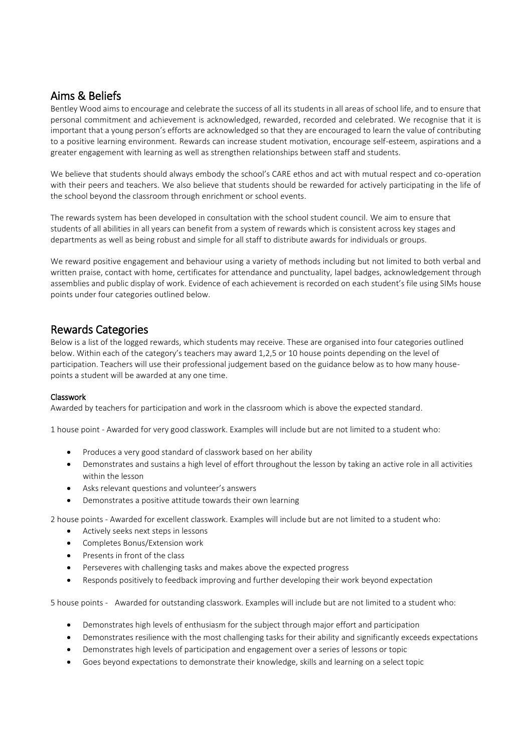## Aims & Beliefs

Bentley Wood aims to encourage and celebrate the success of all its students in all areas of school life, and to ensure that personal commitment and achievement is acknowledged, rewarded, recorded and celebrated. We recognise that it is important that a young person's efforts are acknowledged so that they are encouraged to learn the value of contributing to a positive learning environment. Rewards can increase student motivation, encourage self-esteem, aspirations and a greater engagement with learning as well as strengthen relationships between staff and students.

We believe that students should always embody the school's CARE ethos and act with mutual respect and co-operation with their peers and teachers. We also believe that students should be rewarded for actively participating in the life of the school beyond the classroom through enrichment or school events.

The rewards system has been developed in consultation with the school student council. We aim to ensure that students of all abilities in all years can benefit from a system of rewards which is consistent across key stages and departments as well as being robust and simple for all staff to distribute awards for individuals or groups.

We reward positive engagement and behaviour using a variety of methods including but not limited to both verbal and written praise, contact with home, certificates for attendance and punctuality, lapel badges, acknowledgement through assemblies and public display of work. Evidence of each achievement is recorded on each student's file using SIMs house points under four categories outlined below.

## Rewards Categories

Below is a list of the logged rewards, which students may receive. These are organised into four categories outlined below. Within each of the category's teachers may award 1,2,5 or 10 house points depending on the level of participation. Teachers will use their professional judgement based on the guidance below as to how many house-points a student will be awarded at any one time.

### Classwork

Awarded by teachers for participation and work in the classroom which is above the expected standard.

1 house point - Awarded for very good classwork. Examples will include but are not limited to a student who:

- Produces a very good standard of classwork based on her ability
- Demonstrates and sustains a high level of effort throughout the lesson by taking an active role in all activities within the lesson
- Asks relevant questions and volunteer's answers
- Demonstrates a positive attitude towards their own learning

2 house points - Awarded for excellent classwork. Examples will include but are not limited to a student who:

- Actively seeks next steps in lessons
- Completes Bonus/Extension work
- Presents in front of the class
- Perseveres with challenging tasks and makes above the expected progress
- Responds positively to feedback improving and further developing their work beyond expectation

5 house points - Awarded for outstanding classwork. Examples will include but are not limited to a student who:

- Demonstrates high levels of enthusiasm for the subject through major effort and participation
- Demonstrates resilience with the most challenging tasks for their ability and significantly exceeds expectations
- Demonstrates high levels of participation and engagement over a series of lessons or topic
- Goes beyond expectations to demonstrate their knowledge, skills and learning on a select topic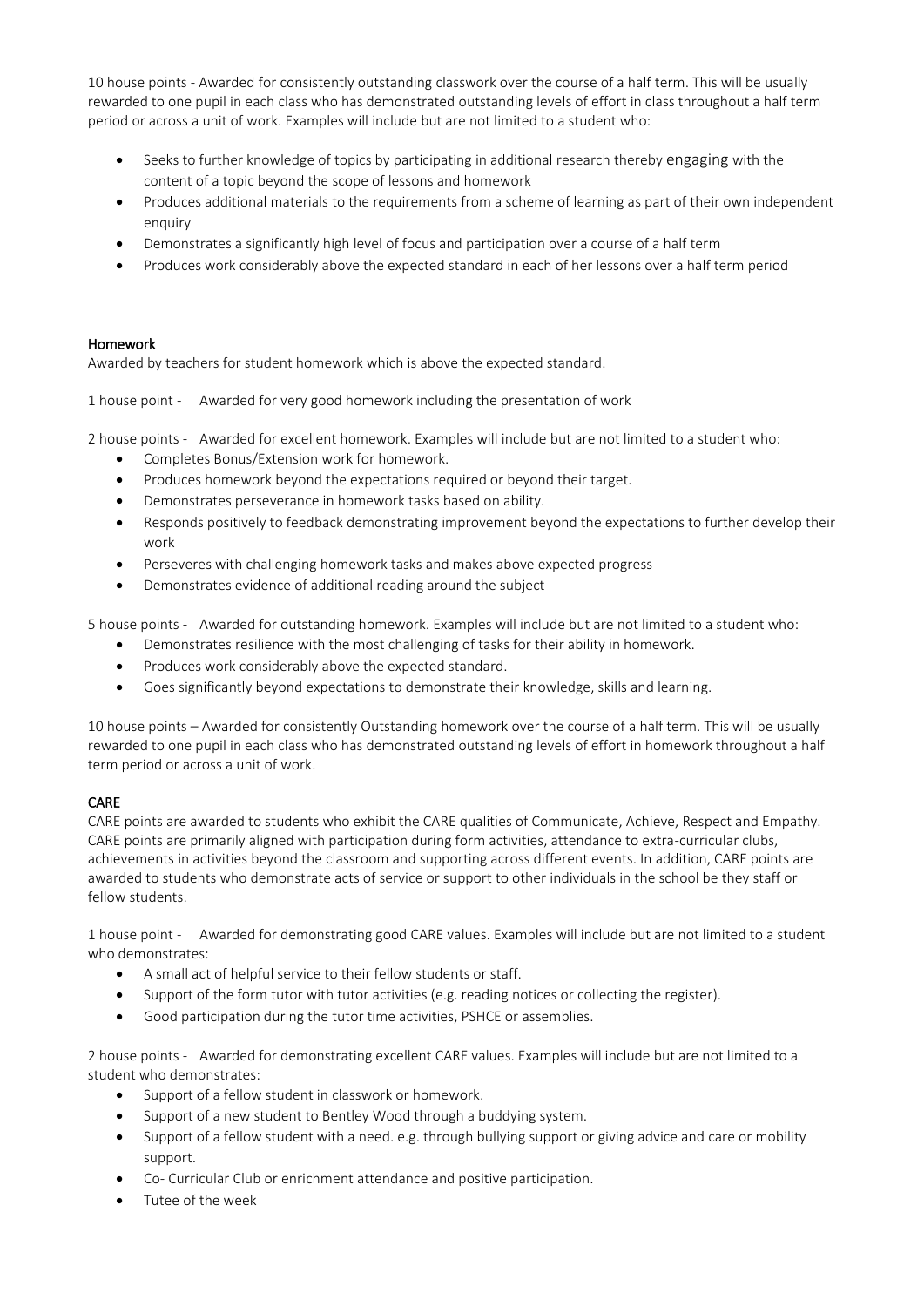10 house points - Awarded for consistently outstanding classwork over the course of a half term. This will be usually rewarded to one pupil in each class who has demonstrated outstanding levels of effort in class throughout a half term period or across a unit of work. Examples will include but are not limited to a student who:

- Seeks to further knowledge of topics by participating in additional research thereby engaging with the content of a topic beyond the scope of lessons and homework
- Produces additional materials to the requirements from a scheme of learning as part of their own independent enquiry
- Demonstrates a significantly high level of focus and participation over a course of a half term
- Produces work considerably above the expected standard in each of her lessons over a half term period

## Homework

Awarded by teachers for student homework which is above the expected standard.

1 house point - Awarded for very good homework including the presentation of work

2 house points - Awarded for excellent homework. Examples will include but are not limited to a student who:

- Completes Bonus/Extension work for homework.
- Produces homework beyond the expectations required or beyond their target.
- Demonstrates perseverance in homework tasks based on ability.
- Responds positively to feedback demonstrating improvement beyond the expectations to further develop their work
- Perseveres with challenging homework tasks and makes above expected progress
- Demonstrates evidence of additional reading around the subject

5 house points - Awarded for outstanding homework. Examples will include but are not limited to a student who:

- Demonstrates resilience with the most challenging of tasks for their ability in homework.
- Produces work considerably above the expected standard.
- Goes significantly beyond expectations to demonstrate their knowledge, skills and learning.

10 house points – Awarded for consistently Outstanding homework over the course of a half term. This will be usually rewarded to one pupil in each class who has demonstrated outstanding levels of effort in homework throughout a half term period or across a unit of work.

## CARE

CARE points are awarded to students who exhibit the CARE qualities of Communicate, Achieve, Respect and Empathy. CARE points are primarily aligned with participation during form activities, attendance to extra-curricular clubs, achievements in activities beyond the classroom and supporting across different events. In addition, CARE points are awarded to students who demonstrate acts of service or support to other individuals in the school be they staff or fellow students.

1 house point - Awarded for demonstrating good CARE values. Examples will include but are not limited to a student who demonstrates:

- A small act of helpful service to their fellow students or staff.
- Support of the form tutor with tutor activities (e.g. reading notices or collecting the register).
- Good participation during the tutor time activities, PSHCE or assemblies.

2 house points - Awarded for demonstrating excellent CARE values. Examples will include but are not limited to a student who demonstrates:

- Support of a fellow student in classwork or homework.
- Support of a new student to Bentley Wood through a buddying system.
- Support of a fellow student with a need. e.g. through bullying support or giving advice and care or mobility support.
- Co- Curricular Club or enrichment attendance and positive participation.
- Tutee of the week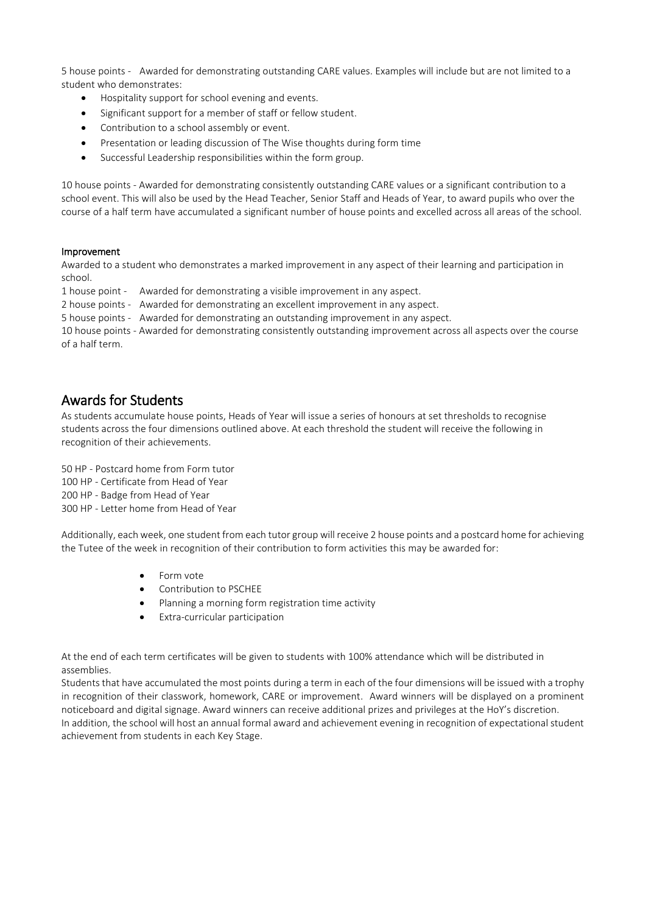5 house points - Awarded for demonstrating outstanding CARE values. Examples will include but are not limited to a student who demonstrates:

- Hospitality support for school evening and events.
- Significant support for a member of staff or fellow student.
- Contribution to a school assembly or event.
- Presentation or leading discussion of The Wise thoughts during form time
- Successful Leadership responsibilities within the form group.

10 house points - Awarded for demonstrating consistently outstanding CARE values or a significant contribution to a school event. This will also be used by the Head Teacher, Senior Staff and Heads of Year, to award pupils who over the course of a half term have accumulated a significant number of house points and excelled across all areas of the school.

#### Improvement

Awarded to a student who demonstrates a marked improvement in any aspect of their learning and participation in school.

1 house point - Awarded for demonstrating a visible improvement in any aspect.
2 house points - Awarded for demonstrating an excellent improvement in any aspect.
5 house points - Awarded for demonstrating an outstanding improvement in any aspect.
10 house points - Awarded for demonstrating consistently outstanding improvement across all aspects over the course of a half term.

## Awards for Students

As students accumulate house points, Heads of Year will issue a series of honours at set thresholds to recognise students across the four dimensions outlined above. At each threshold the student will receive the following in recognition of their achievements.

50 HP - Postcard home from Form tutor
100 HP - Certificate from Head of Year
200 HP - Badge from Head of Year
300 HP - Letter home from Head of Year

Additionally, each week, one student from each tutor group will receive 2 house points and a postcard home for achieving the Tutee of the week in recognition of their contribution to form activities this may be awarded for:

- Form vote
- Contribution to PSCHEE
- Planning a morning form registration time activity
- Extra-curricular participation

At the end of each term certificates will be given to students with 100% attendance which will be distributed in assemblies.
Students that have accumulated the most points during a term in each of the four dimensions will be issued with a trophy in recognition of their classwork, homework, CARE or improvement. Award winners will be displayed on a prominent noticeboard and digital signage. Award winners can receive additional prizes and privileges at the HoY's discretion.
In addition, the school will host an annual formal award and achievement evening in recognition of expectational student achievement from students in each Key Stage.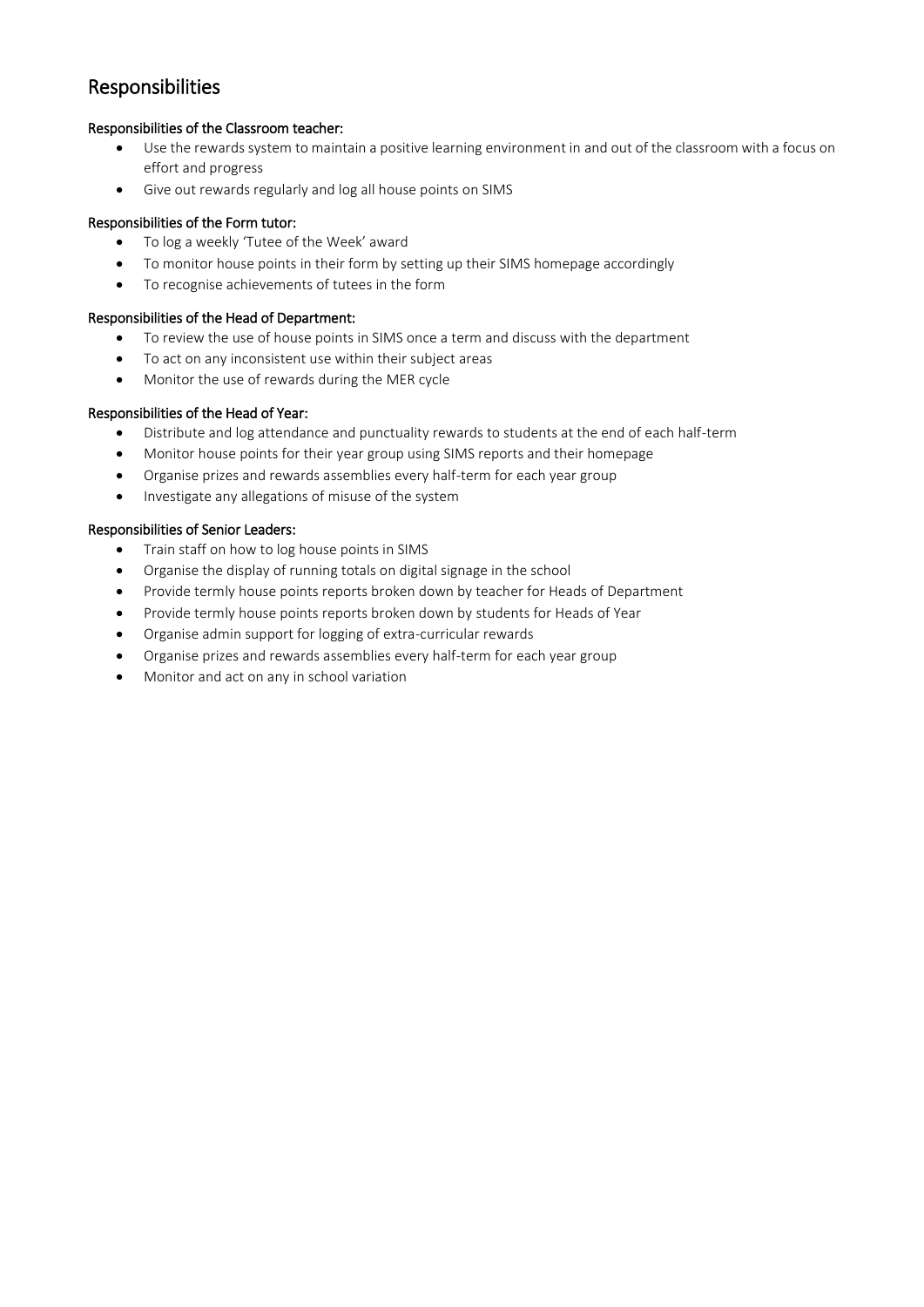## Responsibilities

### Responsibilities of the Classroom teacher:

- Use the rewards system to maintain a positive learning environment in and out of the classroom with a focus on effort and progress
- Give out rewards regularly and log all house points on SIMS

### Responsibilities of the Form tutor:

- To log a weekly 'Tutee of the Week' award
- To monitor house points in their form by setting up their SIMS homepage accordingly
- To recognise achievements of tutees in the form

### Responsibilities of the Head of Department:

- To review the use of house points in SIMS once a term and discuss with the department
- To act on any inconsistent use within their subject areas
- Monitor the use of rewards during the MER cycle

### Responsibilities of the Head of Year:

- Distribute and log attendance and punctuality rewards to students at the end of each half-term
- Monitor house points for their year group using SIMS reports and their homepage
- Organise prizes and rewards assemblies every half-term for each year group
- Investigate any allegations of misuse of the system

### Responsibilities of Senior Leaders:

- Train staff on how to log house points in SIMS
- Organise the display of running totals on digital signage in the school
- Provide termly house points reports broken down by teacher for Heads of Department
- Provide termly house points reports broken down by students for Heads of Year
- Organise admin support for logging of extra-curricular rewards
- Organise prizes and rewards assemblies every half-term for each year group
- Monitor and act on any in school variation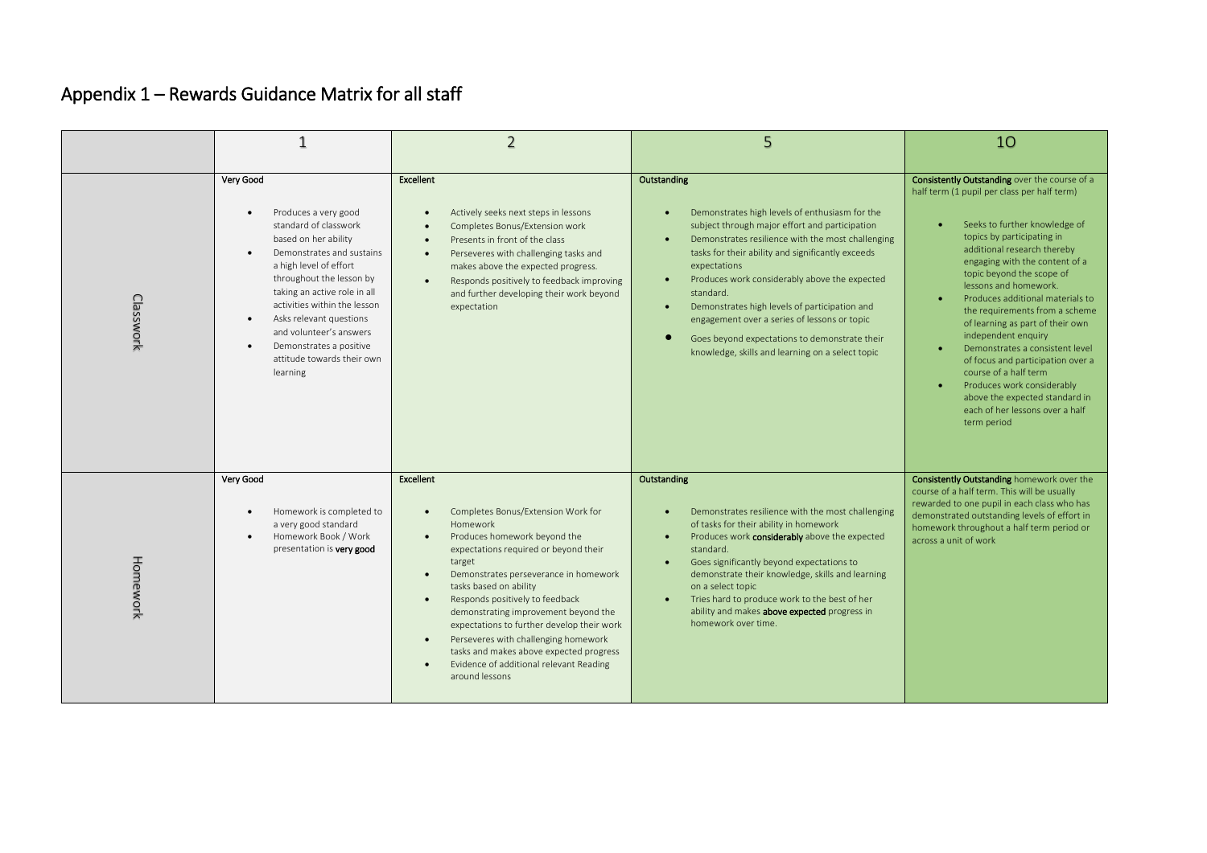# Appendix 1 – Rewards Guidance Matrix for all staff

| | 1 | 2 | 5 | 10 |
|---|---|---|---|---|
| Classwork | **Very Good**<br>• Produces a very good standard of classwork based on her ability<br>• Demonstrates and sustains a high level of effort throughout the lesson by taking an active role in all activities within the lesson<br>• Asks relevant questions and volunteer's answers<br>• Demonstrates a positive attitude towards their own learning | **Excellent**<br>• Actively seeks next steps in lessons<br>• Completes Bonus/Extension work<br>• Presents in front of the class<br>• Perseveres with challenging tasks and makes above the expected progress.<br>• Responds positively to feedback improving and further developing their work beyond expectation | **Outstanding**<br>• Demonstrates high levels of enthusiasm for the subject through major effort and participation<br>• Demonstrates resilience with the most challenging tasks for their ability and significantly exceeds expectations<br>• Produces work considerably above the expected standard.<br>• Demonstrates high levels of participation and engagement over a series of lessons or topic<br>• Goes beyond expectations to demonstrate their knowledge, skills and learning on a select topic | **Consistently Outstanding** over the course of a half term (1 pupil per class per half term)<br>• Seeks to further knowledge of topics by participating in additional research thereby engaging with the content of a topic beyond the scope of lessons and homework.<br>• Produces additional materials to the requirements from a scheme of learning as part of their own independent enquiry<br>• Demonstrates a consistent level of focus and participation over a course of a half term<br>• Produces work considerably above the expected standard in each of her lessons over a half term period |
| Homework | **Very Good**<br>• Homework is completed to a very good standard<br>• Homework Book / Work presentation is **very good** | **Excellent**<br>• Completes Bonus/Extension Work for Homework<br>• Produces homework beyond the expectations required or beyond their target<br>• Demonstrates perseverance in homework tasks based on ability<br>• Responds positively to feedback demonstrating improvement beyond the expectations to further develop their work<br>• Perseveres with challenging homework tasks and makes above expected progress<br>• Evidence of additional relevant Reading around lessons | **Outstanding**<br>• Demonstrates resilience with the most challenging of tasks for their ability in homework<br>• Produces work **considerably** above the expected standard.<br>• Goes significantly beyond expectations to demonstrate their knowledge, skills and learning on a select topic<br>• Tries hard to produce work to the best of her ability and makes **above expected** progress in homework over time. | **Consistently Outstanding** homework over the course of a half term. This will be usually rewarded to one pupil in each class who has demonstrated outstanding levels of effort in homework throughout a half term period or across a unit of work |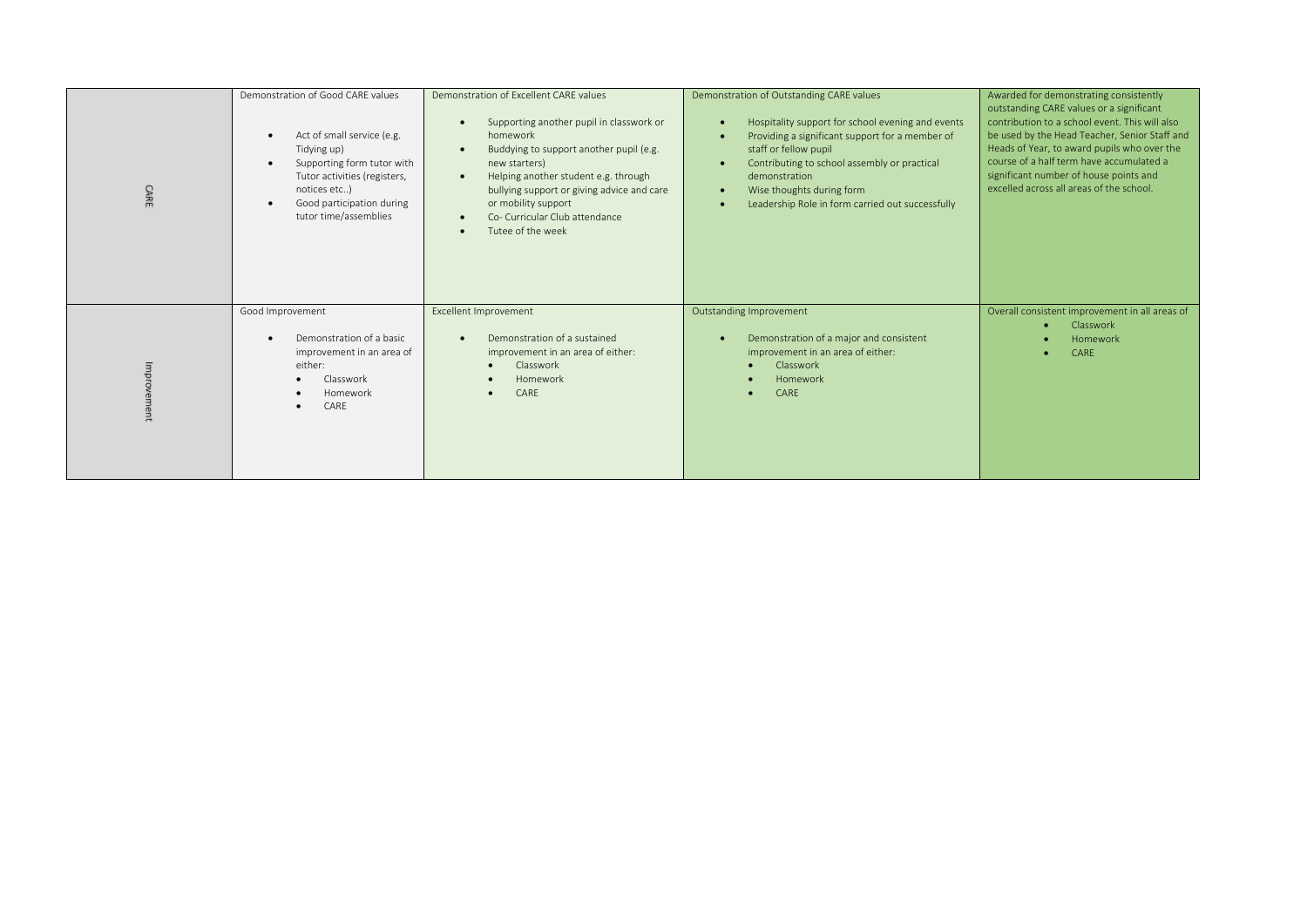| | | | | |
|---|---|---|---|---|
| CARE | Demonstration of Good CARE values<br><br>• Act of small service (e.g. Tidying up)<br>• Supporting form tutor with Tutor activities (registers, notices etc..)<br>• Good participation during tutor time/assemblies | Demonstration of Excellent CARE values<br><br>• Supporting another pupil in classwork or homework<br>• Buddying to support another pupil (e.g. new starters)<br>• Helping another student e.g. through bullying support or giving advice and care or mobility support<br>• Co- Curricular Club attendance<br>• Tutee of the week | Demonstration of Outstanding CARE values<br><br>• Hospitality support for school evening and events<br>• Providing a significant support for a member of staff or fellow pupil<br>• Contributing to school assembly or practical demonstration<br>• Wise thoughts during form<br>• Leadership Role in form carried out successfully | Awarded for demonstrating consistently outstanding CARE values or a significant contribution to a school event. This will also be used by the Head Teacher, Senior Staff and Heads of Year, to award pupils who over the course of a half term have accumulated a significant number of house points and excelled across all areas of the school. |
| Improvement | Good Improvement<br><br>• Demonstration of a basic improvement in an area of either:<br>  • Classwork<br>  • Homework<br>  • CARE | Excellent Improvement<br><br>• Demonstration of a sustained improvement in an area of either:<br>  • Classwork<br>  • Homework<br>  • CARE | Outstanding Improvement<br><br>• Demonstration of a major and consistent improvement in an area of either:<br>  • Classwork<br>  • Homework<br>  • CARE | Overall consistent improvement in all areas of<br>• Classwork<br>• Homework<br>• CARE |